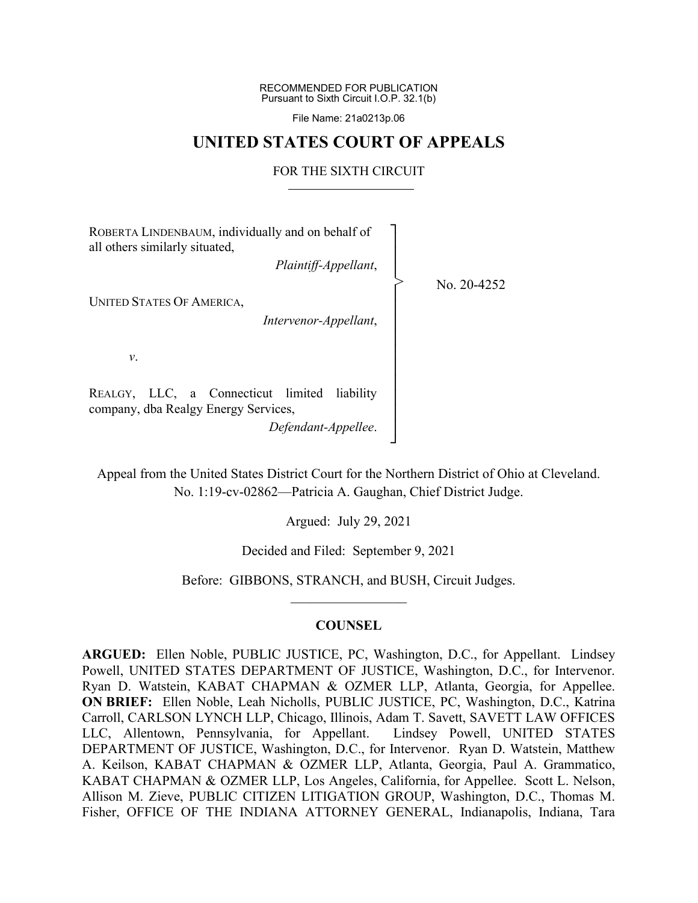RECOMMENDED FOR PUBLICATION
Pursuant to Sixth Circuit I.O.P. 32.1(b)

File Name: 21a0213p.06

# UNITED STATES COURT OF APPEALS

## FOR THE SIXTH CIRCUIT

ROBERTA LINDENBAUM, individually and on behalf of all others similarly situated,

*Plaintiff-Appellant*,

UNITED STATES OF AMERICA,

*Intervenor-Appellant*,

*v*.

REALGY, LLC, a Connecticut limited liability company, dba Realgy Energy Services,

*Defendant-Appellee*.

No. 20-4252

Appeal from the United States District Court for the Northern District of Ohio at Cleveland.
No. 1:19-cv-02862—Patricia A. Gaughan, Chief District Judge.

Argued: July 29, 2021

Decided and Filed: September 9, 2021

Before: GIBBONS, STRANCH, and BUSH, Circuit Judges.

## COUNSEL

**ARGUED:** Ellen Noble, PUBLIC JUSTICE, PC, Washington, D.C., for Appellant. Lindsey Powell, UNITED STATES DEPARTMENT OF JUSTICE, Washington, D.C., for Intervenor. Ryan D. Watstein, KABAT CHAPMAN & OZMER LLP, Atlanta, Georgia, for Appellee. **ON BRIEF:** Ellen Noble, Leah Nicholls, PUBLIC JUSTICE, PC, Washington, D.C., Katrina Carroll, CARLSON LYNCH LLP, Chicago, Illinois, Adam T. Savett, SAVETT LAW OFFICES LLC, Allentown, Pennsylvania, for Appellant. Lindsey Powell, UNITED STATES DEPARTMENT OF JUSTICE, Washington, D.C., for Intervenor. Ryan D. Watstein, Matthew A. Keilson, KABAT CHAPMAN & OZMER LLP, Atlanta, Georgia, Paul A. Grammatico, KABAT CHAPMAN & OZMER LLP, Los Angeles, California, for Appellee. Scott L. Nelson, Allison M. Zieve, PUBLIC CITIZEN LITIGATION GROUP, Washington, D.C., Thomas M. Fisher, OFFICE OF THE INDIANA ATTORNEY GENERAL, Indianapolis, Indiana, Tara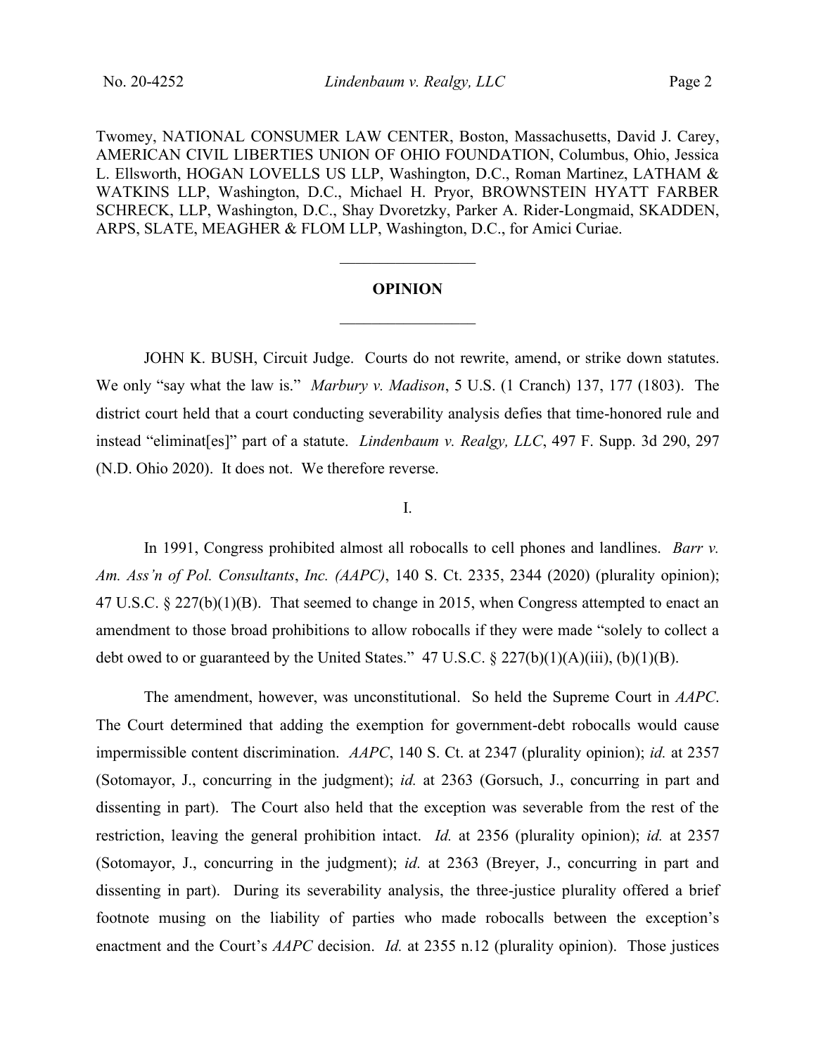Twomey, NATIONAL CONSUMER LAW CENTER, Boston, Massachusetts, David J. Carey, AMERICAN CIVIL LIBERTIES UNION OF OHIO FOUNDATION, Columbus, Ohio, Jessica L. Ellsworth, HOGAN LOVELLS US LLP, Washington, D.C., Roman Martinez, LATHAM & WATKINS LLP, Washington, D.C., Michael H. Pryor, BROWNSTEIN HYATT FARBER SCHRECK, LLP, Washington, D.C., Shay Dvoretzky, Parker A. Rider-Longmaid, SKADDEN, ARPS, SLATE, MEAGHER & FLOM LLP, Washington, D.C., for Amici Curiae.

---

## OPINION

---

JOHN K. BUSH, Circuit Judge. Courts do not rewrite, amend, or strike down statutes. We only "say what the law is." *Marbury v. Madison*, 5 U.S. (1 Cranch) 137, 177 (1803). The district court held that a court conducting severability analysis defies that time-honored rule and instead "eliminat[es]" part of a statute. *Lindenbaum v. Realgy, LLC*, 497 F. Supp. 3d 290, 297 (N.D. Ohio 2020). It does not. We therefore reverse.

I.

In 1991, Congress prohibited almost all robocalls to cell phones and landlines. *Barr v. Am. Ass'n of Pol. Consultants*, *Inc. (AAPC)*, 140 S. Ct. 2335, 2344 (2020) (plurality opinion); 47 U.S.C. § 227(b)(1)(B). That seemed to change in 2015, when Congress attempted to enact an amendment to those broad prohibitions to allow robocalls if they were made "solely to collect a debt owed to or guaranteed by the United States." 47 U.S.C. § 227(b)(1)(A)(iii), (b)(1)(B).

The amendment, however, was unconstitutional. So held the Supreme Court in *AAPC*. The Court determined that adding the exemption for government-debt robocalls would cause impermissible content discrimination. *AAPC*, 140 S. Ct. at 2347 (plurality opinion); *id.* at 2357 (Sotomayor, J., concurring in the judgment); *id.* at 2363 (Gorsuch, J., concurring in part and dissenting in part). The Court also held that the exception was severable from the rest of the restriction, leaving the general prohibition intact. *Id.* at 2356 (plurality opinion); *id.* at 2357 (Sotomayor, J., concurring in the judgment); *id.* at 2363 (Breyer, J., concurring in part and dissenting in part). During its severability analysis, the three-justice plurality offered a brief footnote musing on the liability of parties who made robocalls between the exception's enactment and the Court's *AAPC* decision. *Id.* at 2355 n.12 (plurality opinion). Those justices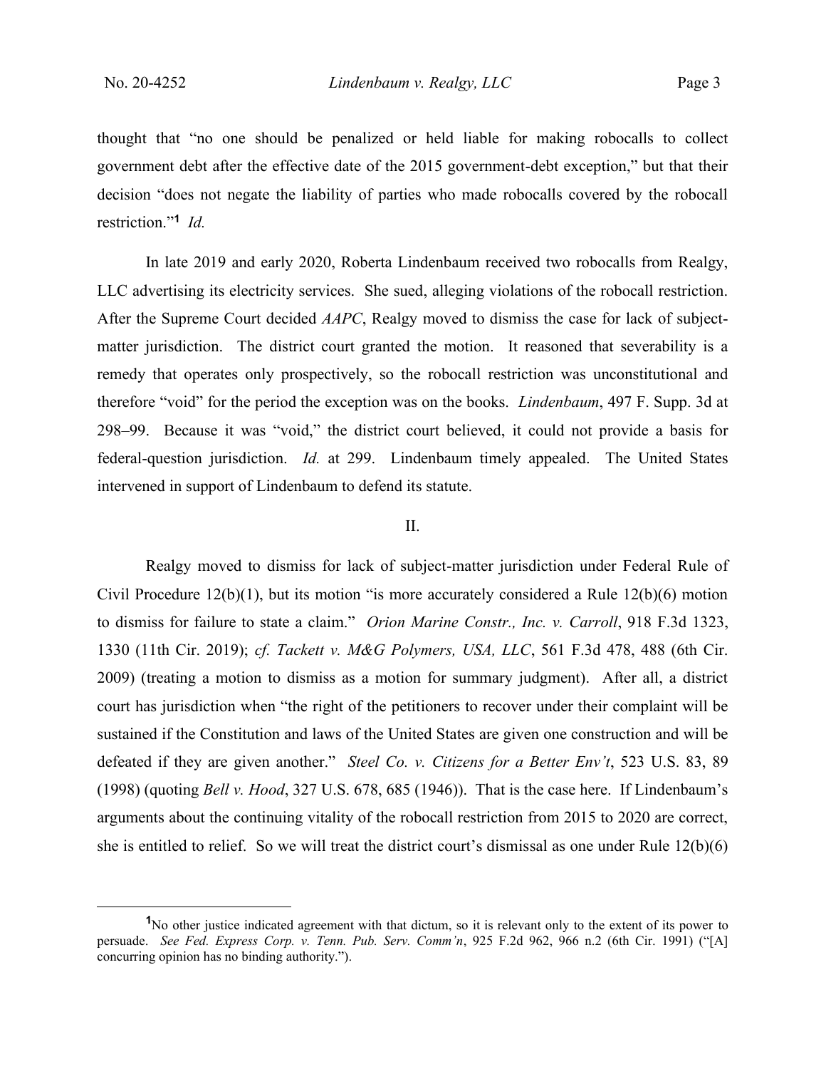thought that "no one should be penalized or held liable for making robocalls to collect government debt after the effective date of the 2015 government-debt exception," but that their decision "does not negate the liability of parties who made robocalls covered by the robocall restriction."[1] *Id.*

In late 2019 and early 2020, Roberta Lindenbaum received two robocalls from Realgy, LLC advertising its electricity services. She sued, alleging violations of the robocall restriction. After the Supreme Court decided *AAPC*, Realgy moved to dismiss the case for lack of subject-matter jurisdiction. The district court granted the motion. It reasoned that severability is a remedy that operates only prospectively, so the robocall restriction was unconstitutional and therefore "void" for the period the exception was on the books. *Lindenbaum*, 497 F. Supp. 3d at 298–99. Because it was "void," the district court believed, it could not provide a basis for federal-question jurisdiction. *Id.* at 299. Lindenbaum timely appealed. The United States intervened in support of Lindenbaum to defend its statute.

## II.

Realgy moved to dismiss for lack of subject-matter jurisdiction under Federal Rule of Civil Procedure 12(b)(1), but its motion "is more accurately considered a Rule 12(b)(6) motion to dismiss for failure to state a claim." *Orion Marine Constr., Inc. v. Carroll*, 918 F.3d 1323, 1330 (11th Cir. 2019); *cf. Tackett v. M&G Polymers, USA, LLC*, 561 F.3d 478, 488 (6th Cir. 2009) (treating a motion to dismiss as a motion for summary judgment). After all, a district court has jurisdiction when "the right of the petitioners to recover under their complaint will be sustained if the Constitution and laws of the United States are given one construction and will be defeated if they are given another." *Steel Co. v. Citizens for a Better Env't*, 523 U.S. 83, 89 (1998) (quoting *Bell v. Hood*, 327 U.S. 678, 685 (1946)). That is the case here. If Lindenbaum's arguments about the continuing vitality of the robocall restriction from 2015 to 2020 are correct, she is entitled to relief. So we will treat the district court's dismissal as one under Rule 12(b)(6)

[1] No other justice indicated agreement with that dictum, so it is relevant only to the extent of its power to persuade. *See Fed. Express Corp. v. Tenn. Pub. Serv. Comm'n*, 925 F.2d 962, 966 n.2 (6th Cir. 1991) ("[A] concurring opinion has no binding authority.").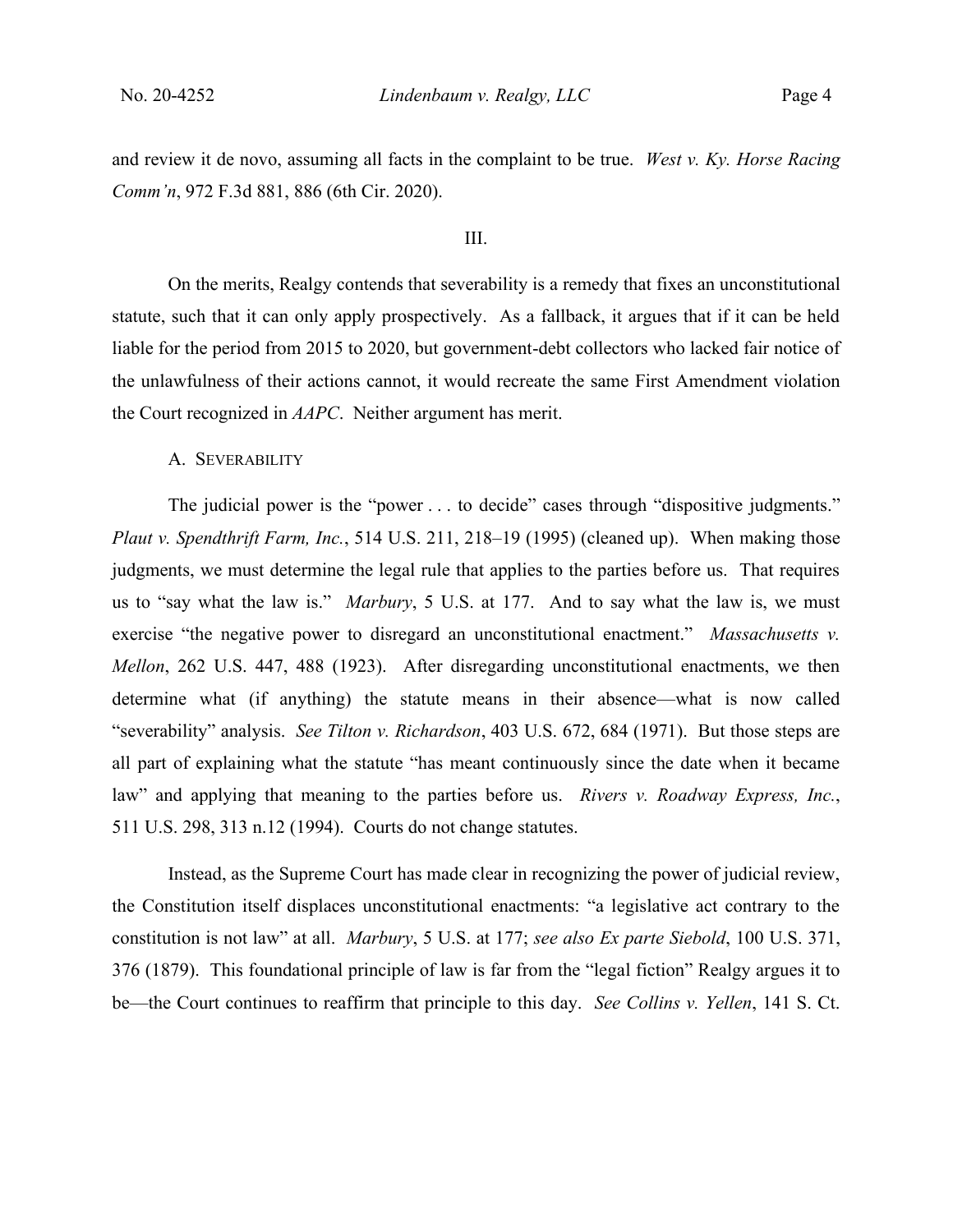and review it de novo, assuming all facts in the complaint to be true. *West v. Ky. Horse Racing Comm'n*, 972 F.3d 881, 886 (6th Cir. 2020).

## III.

On the merits, Realgy contends that severability is a remedy that fixes an unconstitutional statute, such that it can only apply prospectively. As a fallback, it argues that if it can be held liable for the period from 2015 to 2020, but government-debt collectors who lacked fair notice of the unlawfulness of their actions cannot, it would recreate the same First Amendment violation the Court recognized in *AAPC*. Neither argument has merit.

### A. Severability

The judicial power is the "power . . . to decide" cases through "dispositive judgments." *Plaut v. Spendthrift Farm, Inc.*, 514 U.S. 211, 218–19 (1995) (cleaned up). When making those judgments, we must determine the legal rule that applies to the parties before us. That requires us to "say what the law is." *Marbury*, 5 U.S. at 177. And to say what the law is, we must exercise "the negative power to disregard an unconstitutional enactment." *Massachusetts v. Mellon*, 262 U.S. 447, 488 (1923). After disregarding unconstitutional enactments, we then determine what (if anything) the statute means in their absence—what is now called "severability" analysis. *See Tilton v. Richardson*, 403 U.S. 672, 684 (1971). But those steps are all part of explaining what the statute "has meant continuously since the date when it became law" and applying that meaning to the parties before us. *Rivers v. Roadway Express, Inc.*, 511 U.S. 298, 313 n.12 (1994). Courts do not change statutes.

Instead, as the Supreme Court has made clear in recognizing the power of judicial review, the Constitution itself displaces unconstitutional enactments: "a legislative act contrary to the constitution is not law" at all. *Marbury*, 5 U.S. at 177; *see also Ex parte Siebold*, 100 U.S. 371, 376 (1879). This foundational principle of law is far from the "legal fiction" Realgy argues it to be—the Court continues to reaffirm that principle to this day. *See Collins v. Yellen*, 141 S. Ct.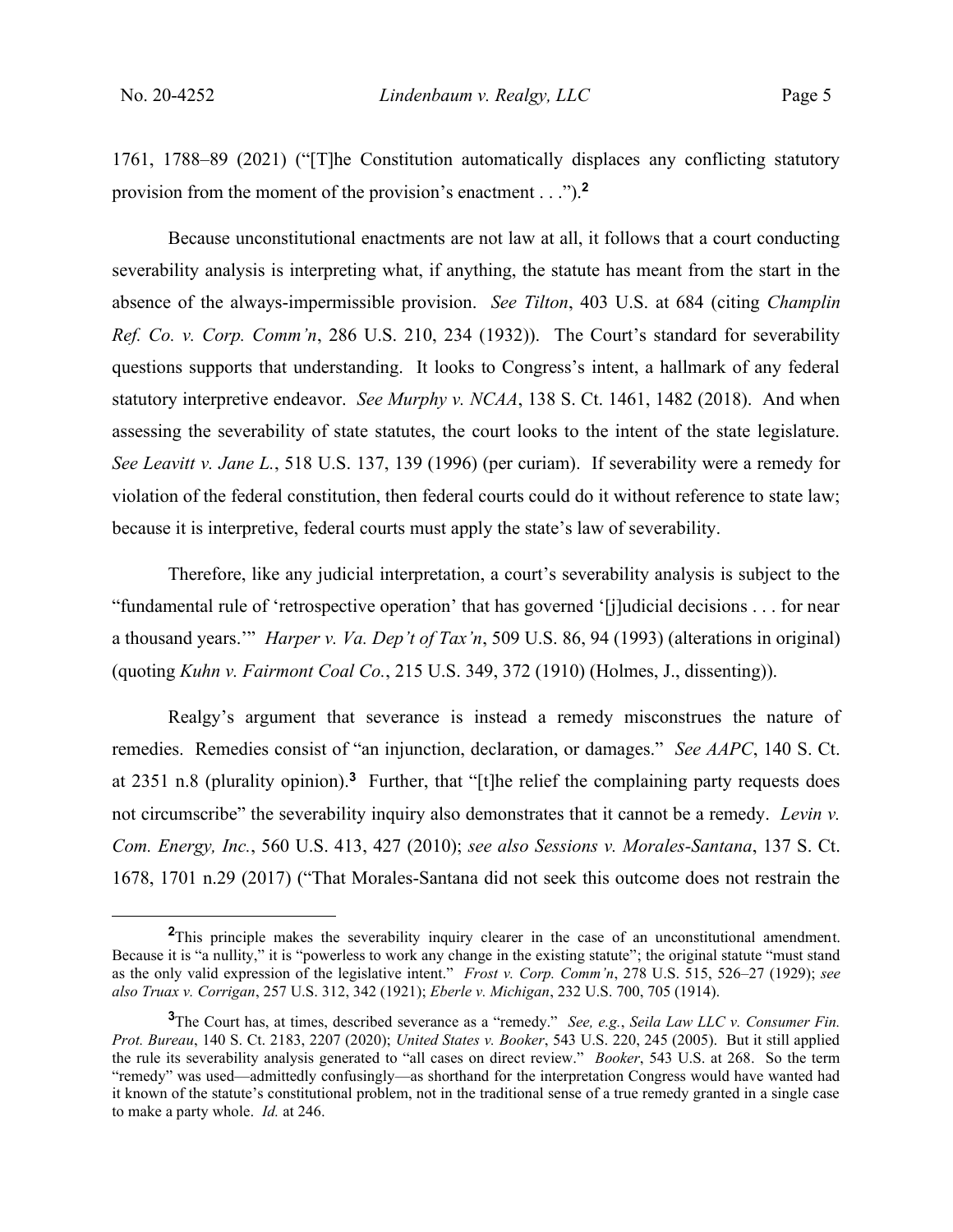1761, 1788–89 (2021) ("[T]he Constitution automatically displaces any conflicting statutory provision from the moment of the provision's enactment . . .").[2]

Because unconstitutional enactments are not law at all, it follows that a court conducting severability analysis is interpreting what, if anything, the statute has meant from the start in the absence of the always-impermissible provision. *See Tilton*, 403 U.S. at 684 (citing *Champlin Ref. Co. v. Corp. Comm'n*, 286 U.S. 210, 234 (1932)). The Court's standard for severability questions supports that understanding. It looks to Congress's intent, a hallmark of any federal statutory interpretive endeavor. *See Murphy v. NCAA*, 138 S. Ct. 1461, 1482 (2018). And when assessing the severability of state statutes, the court looks to the intent of the state legislature. *See Leavitt v. Jane L.*, 518 U.S. 137, 139 (1996) (per curiam). If severability were a remedy for violation of the federal constitution, then federal courts could do it without reference to state law; because it is interpretive, federal courts must apply the state's law of severability.

Therefore, like any judicial interpretation, a court's severability analysis is subject to the "fundamental rule of 'retrospective operation' that has governed '[j]udicial decisions . . . for near a thousand years.'" *Harper v. Va. Dep't of Tax'n*, 509 U.S. 86, 94 (1993) (alterations in original) (quoting *Kuhn v. Fairmont Coal Co.*, 215 U.S. 349, 372 (1910) (Holmes, J., dissenting)).

Realgy's argument that severance is instead a remedy misconstrues the nature of remedies. Remedies consist of "an injunction, declaration, or damages." *See AAPC*, 140 S. Ct. at 2351 n.8 (plurality opinion).[3] Further, that "[t]he relief the complaining party requests does not circumscribe" the severability inquiry also demonstrates that it cannot be a remedy. *Levin v. Com. Energy, Inc.*, 560 U.S. 413, 427 (2010); *see also Sessions v. Morales-Santana*, 137 S. Ct. 1678, 1701 n.29 (2017) ("That Morales-Santana did not seek this outcome does not restrain the

---

[2]This principle makes the severability inquiry clearer in the case of an unconstitutional amendment. Because it is "a nullity," it is "powerless to work any change in the existing statute"; the original statute "must stand as the only valid expression of the legislative intent." *Frost v. Corp. Comm'n*, 278 U.S. 515, 526–27 (1929); *see also Truax v. Corrigan*, 257 U.S. 312, 342 (1921); *Eberle v. Michigan*, 232 U.S. 700, 705 (1914).

[3]The Court has, at times, described severance as a "remedy." *See, e.g.*, *Seila Law LLC v. Consumer Fin. Prot. Bureau*, 140 S. Ct. 2183, 2207 (2020); *United States v. Booker*, 543 U.S. 220, 245 (2005). But it still applied the rule its severability analysis generated to "all cases on direct review." *Booker*, 543 U.S. at 268. So the term "remedy" was used—admittedly confusingly—as shorthand for the interpretation Congress would have wanted had it known of the statute's constitutional problem, not in the traditional sense of a true remedy granted in a single case to make a party whole. *Id.* at 246.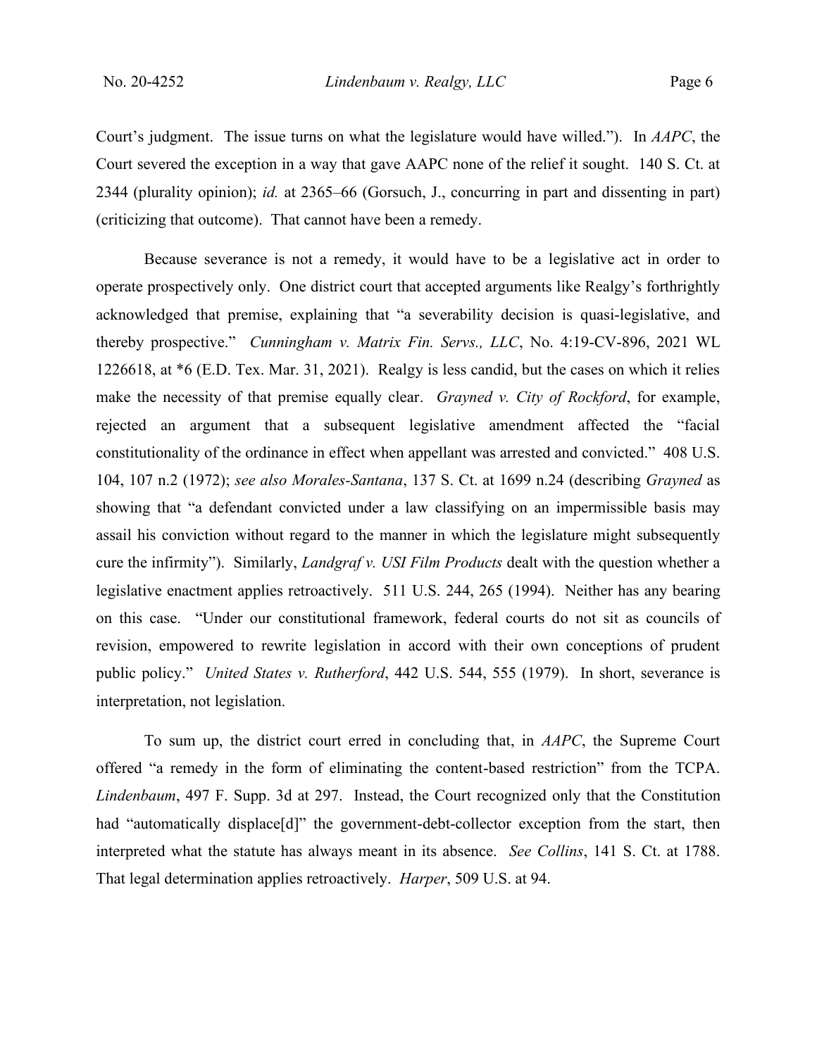Court's judgment. The issue turns on what the legislature would have willed."). In *AAPC*, the Court severed the exception in a way that gave AAPC none of the relief it sought. 140 S. Ct. at 2344 (plurality opinion); *id.* at 2365–66 (Gorsuch, J., concurring in part and dissenting in part) (criticizing that outcome). That cannot have been a remedy.

Because severance is not a remedy, it would have to be a legislative act in order to operate prospectively only. One district court that accepted arguments like Realgy's forthrightly acknowledged that premise, explaining that "a severability decision is quasi-legislative, and thereby prospective." *Cunningham v. Matrix Fin. Servs., LLC*, No. 4:19-CV-896, 2021 WL 1226618, at *6 (E.D. Tex. Mar. 31, 2021). Realgy is less candid, but the cases on which it relies make the necessity of that premise equally clear. *Grayned v. City of Rockford*, for example, rejected an argument that a subsequent legislative amendment affected the "facial constitutionality of the ordinance in effect when appellant was arrested and convicted." 408 U.S. 104, 107 n.2 (1972); *see also Morales-Santana*, 137 S. Ct. at 1699 n.24 (describing *Grayned* as showing that "a defendant convicted under a law classifying on an impermissible basis may assail his conviction without regard to the manner in which the legislature might subsequently cure the infirmity"). Similarly, *Landgraf v. USI Film Products* dealt with the question whether a legislative enactment applies retroactively. 511 U.S. 244, 265 (1994). Neither has any bearing on this case. "Under our constitutional framework, federal courts do not sit as councils of revision, empowered to rewrite legislation in accord with their own conceptions of prudent public policy." *United States v. Rutherford*, 442 U.S. 544, 555 (1979). In short, severance is interpretation, not legislation.

To sum up, the district court erred in concluding that, in *AAPC*, the Supreme Court offered "a remedy in the form of eliminating the content-based restriction" from the TCPA. *Lindenbaum*, 497 F. Supp. 3d at 297. Instead, the Court recognized only that the Constitution had "automatically displace[d]" the government-debt-collector exception from the start, then interpreted what the statute has always meant in its absence. *See Collins*, 141 S. Ct. at 1788. That legal determination applies retroactively. *Harper*, 509 U.S. at 94.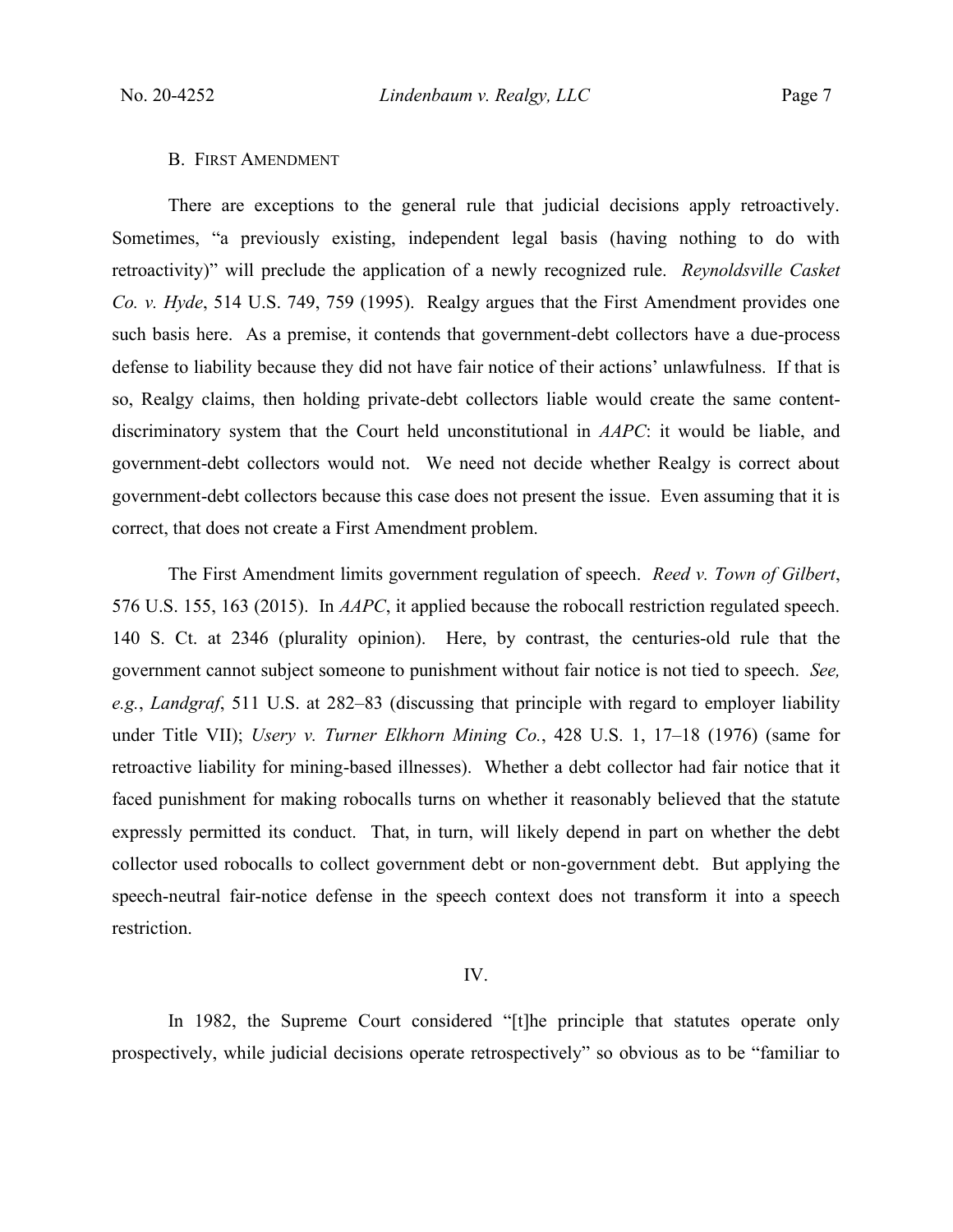### B. First Amendment

There are exceptions to the general rule that judicial decisions apply retroactively. Sometimes, "a previously existing, independent legal basis (having nothing to do with retroactivity)" will preclude the application of a newly recognized rule. *Reynoldsville Casket Co. v. Hyde*, 514 U.S. 749, 759 (1995). Realgy argues that the First Amendment provides one such basis here. As a premise, it contends that government-debt collectors have a due-process defense to liability because they did not have fair notice of their actions' unlawfulness. If that is so, Realgy claims, then holding private-debt collectors liable would create the same content-discriminatory system that the Court held unconstitutional in *AAPC*: it would be liable, and government-debt collectors would not. We need not decide whether Realgy is correct about government-debt collectors because this case does not present the issue. Even assuming that it is correct, that does not create a First Amendment problem.

The First Amendment limits government regulation of speech. *Reed v. Town of Gilbert*, 576 U.S. 155, 163 (2015). In *AAPC*, it applied because the robocall restriction regulated speech. 140 S. Ct. at 2346 (plurality opinion). Here, by contrast, the centuries-old rule that the government cannot subject someone to punishment without fair notice is not tied to speech. *See, e.g.*, *Landgraf*, 511 U.S. at 282–83 (discussing that principle with regard to employer liability under Title VII); *Usery v. Turner Elkhorn Mining Co.*, 428 U.S. 1, 17–18 (1976) (same for retroactive liability for mining-based illnesses). Whether a debt collector had fair notice that it faced punishment for making robocalls turns on whether it reasonably believed that the statute expressly permitted its conduct. That, in turn, will likely depend in part on whether the debt collector used robocalls to collect government debt or non-government debt. But applying the speech-neutral fair-notice defense in the speech context does not transform it into a speech restriction.

## IV.

In 1982, the Supreme Court considered "[t]he principle that statutes operate only prospectively, while judicial decisions operate retrospectively" so obvious as to be "familiar to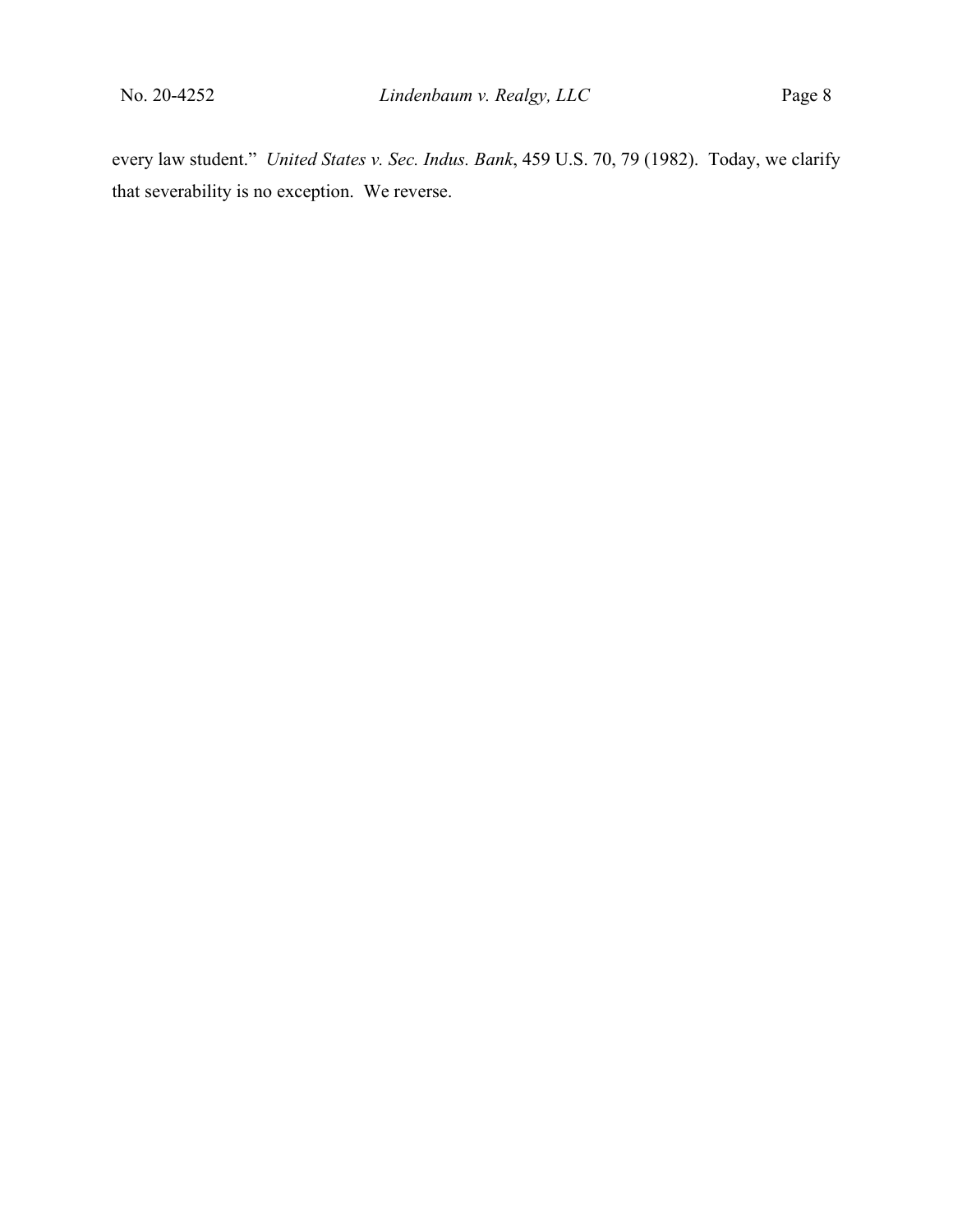every law student." *United States v. Sec. Indus. Bank*, 459 U.S. 70, 79 (1982). Today, we clarify that severability is no exception. We reverse.